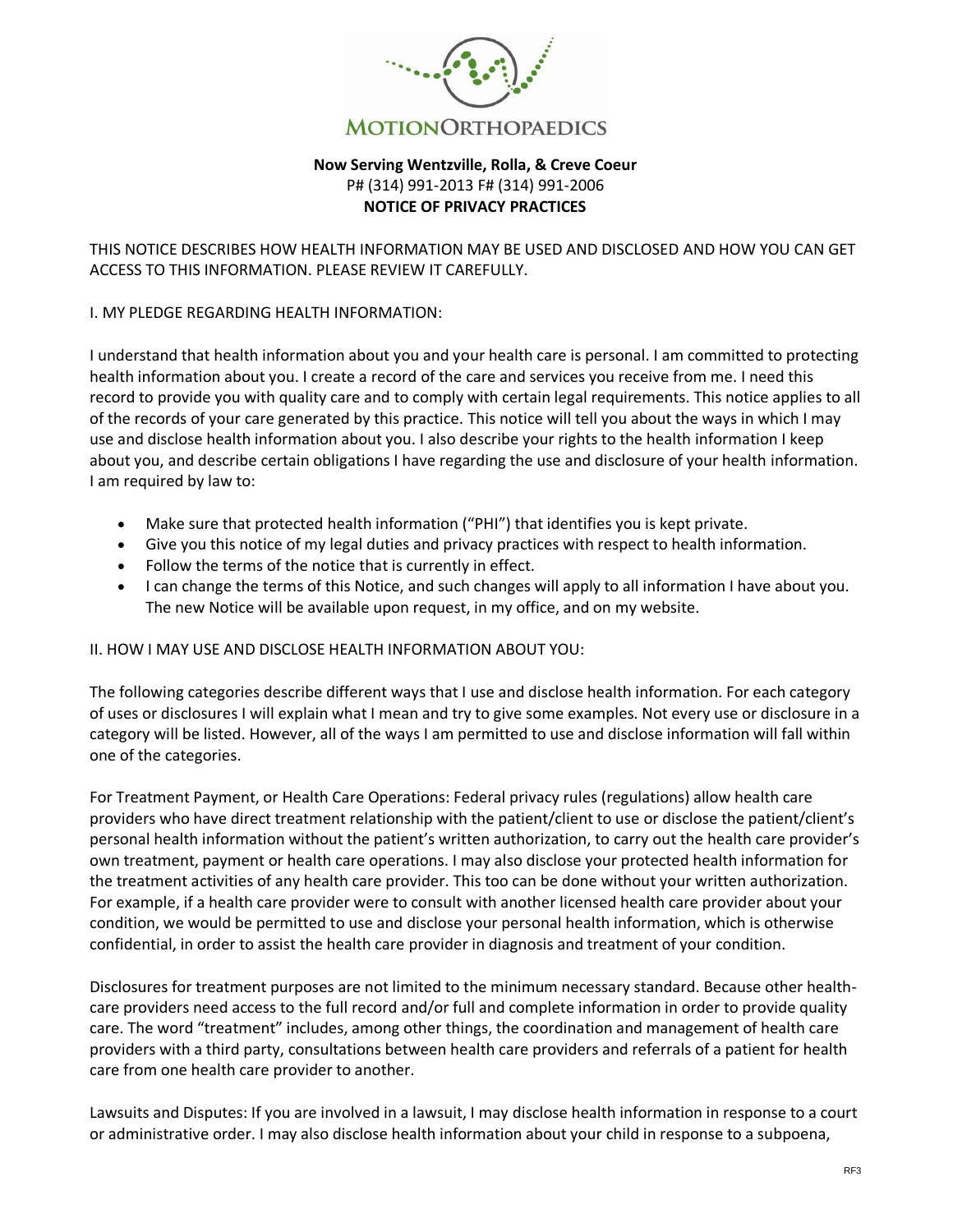**MOTIONORTHOPAEDICS**

**Now Serving Wentzville, Rolla, & Creve Coeur**
P# (314) 991-2013 F# (314) 991-2006
**NOTICE OF PRIVACY PRACTICES**

THIS NOTICE DESCRIBES HOW HEALTH INFORMATION MAY BE USED AND DISCLOSED AND HOW YOU CAN GET ACCESS TO THIS INFORMATION. PLEASE REVIEW IT CAREFULLY.

I. MY PLEDGE REGARDING HEALTH INFORMATION:

I understand that health information about you and your health care is personal. I am committed to protecting health information about you. I create a record of the care and services you receive from me. I need this record to provide you with quality care and to comply with certain legal requirements. This notice applies to all of the records of your care generated by this practice. This notice will tell you about the ways in which I may use and disclose health information about you. I also describe your rights to the health information I keep about you, and describe certain obligations I have regarding the use and disclosure of your health information. I am required by law to:

- Make sure that protected health information ("PHI") that identifies you is kept private.
- Give you this notice of my legal duties and privacy practices with respect to health information.
- Follow the terms of the notice that is currently in effect.
- I can change the terms of this Notice, and such changes will apply to all information I have about you. The new Notice will be available upon request, in my office, and on my website.

II. HOW I MAY USE AND DISCLOSE HEALTH INFORMATION ABOUT YOU:

The following categories describe different ways that I use and disclose health information. For each category of uses or disclosures I will explain what I mean and try to give some examples. Not every use or disclosure in a category will be listed. However, all of the ways I am permitted to use and disclose information will fall within one of the categories.

For Treatment Payment, or Health Care Operations: Federal privacy rules (regulations) allow health care providers who have direct treatment relationship with the patient/client to use or disclose the patient/client's personal health information without the patient's written authorization, to carry out the health care provider's own treatment, payment or health care operations. I may also disclose your protected health information for the treatment activities of any health care provider. This too can be done without your written authorization. For example, if a health care provider were to consult with another licensed health care provider about your condition, we would be permitted to use and disclose your personal health information, which is otherwise confidential, in order to assist the health care provider in diagnosis and treatment of your condition.

Disclosures for treatment purposes are not limited to the minimum necessary standard. Because other health-care providers need access to the full record and/or full and complete information in order to provide quality care. The word "treatment" includes, among other things, the coordination and management of health care providers with a third party, consultations between health care providers and referrals of a patient for health care from one health care provider to another.

Lawsuits and Disputes: If you are involved in a lawsuit, I may disclose health information in response to a court or administrative order. I may also disclose health information about your child in response to a subpoena,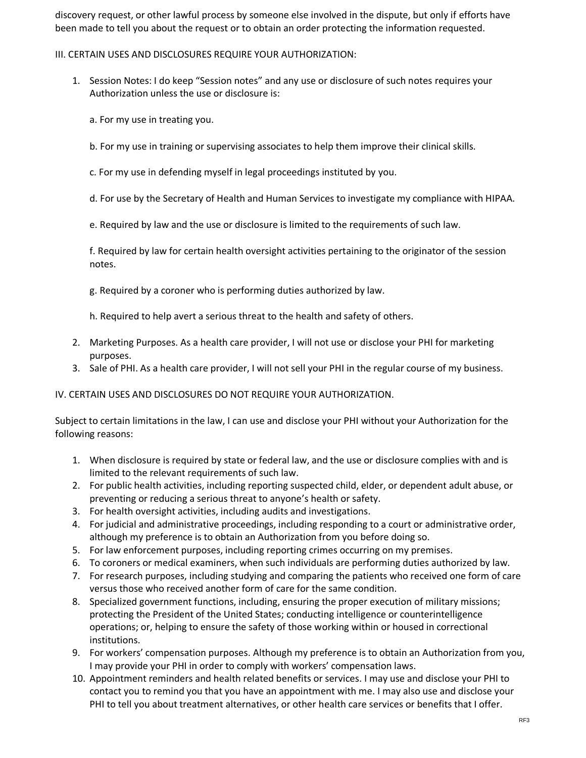discovery request, or other lawful process by someone else involved in the dispute, but only if efforts have been made to tell you about the request or to obtain an order protecting the information requested.

III. CERTAIN USES AND DISCLOSURES REQUIRE YOUR AUTHORIZATION:

1. Session Notes: I do keep "Session notes" and any use or disclosure of such notes requires your Authorization unless the use or disclosure is:

   a. For my use in treating you.

   b. For my use in training or supervising associates to help them improve their clinical skills.

   c. For my use in defending myself in legal proceedings instituted by you.

   d. For use by the Secretary of Health and Human Services to investigate my compliance with HIPAA.

   e. Required by law and the use or disclosure is limited to the requirements of such law.

   f. Required by law for certain health oversight activities pertaining to the originator of the session notes.

   g. Required by a coroner who is performing duties authorized by law.

   h. Required to help avert a serious threat to the health and safety of others.

2. Marketing Purposes. As a health care provider, I will not use or disclose your PHI for marketing purposes.
3. Sale of PHI. As a health care provider, I will not sell your PHI in the regular course of my business.

IV. CERTAIN USES AND DISCLOSURES DO NOT REQUIRE YOUR AUTHORIZATION.

Subject to certain limitations in the law, I can use and disclose your PHI without your Authorization for the following reasons:

1. When disclosure is required by state or federal law, and the use or disclosure complies with and is limited to the relevant requirements of such law.
2. For public health activities, including reporting suspected child, elder, or dependent adult abuse, or preventing or reducing a serious threat to anyone's health or safety.
3. For health oversight activities, including audits and investigations.
4. For judicial and administrative proceedings, including responding to a court or administrative order, although my preference is to obtain an Authorization from you before doing so.
5. For law enforcement purposes, including reporting crimes occurring on my premises.
6. To coroners or medical examiners, when such individuals are performing duties authorized by law.
7. For research purposes, including studying and comparing the patients who received one form of care versus those who received another form of care for the same condition.
8. Specialized government functions, including, ensuring the proper execution of military missions; protecting the President of the United States; conducting intelligence or counterintelligence operations; or, helping to ensure the safety of those working within or housed in correctional institutions.
9. For workers' compensation purposes. Although my preference is to obtain an Authorization from you, I may provide your PHI in order to comply with workers' compensation laws.
10. Appointment reminders and health related benefits or services. I may use and disclose your PHI to contact you to remind you that you have an appointment with me. I may also use and disclose your PHI to tell you about treatment alternatives, or other health care services or benefits that I offer.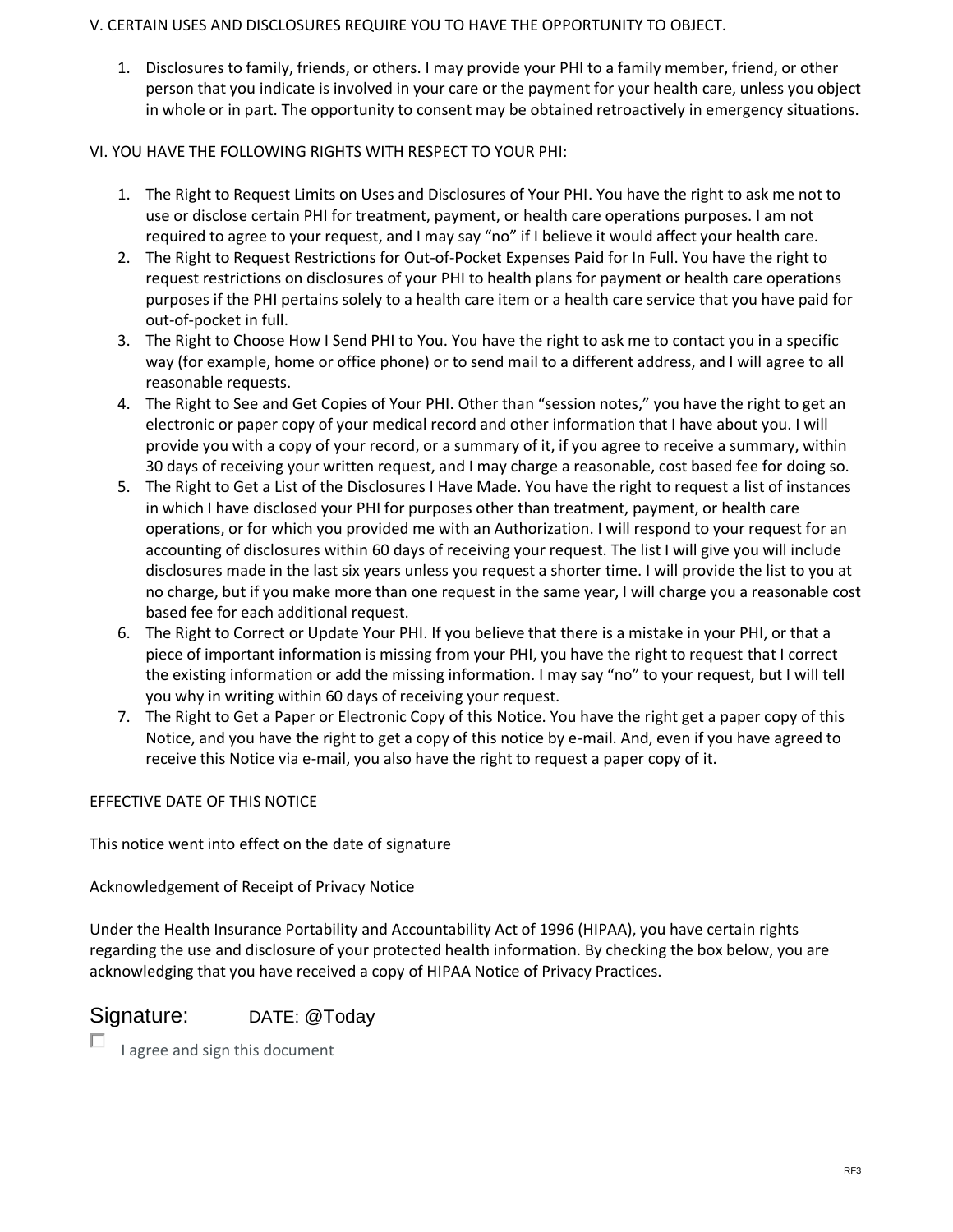V. CERTAIN USES AND DISCLOSURES REQUIRE YOU TO HAVE THE OPPORTUNITY TO OBJECT.

1. Disclosures to family, friends, or others. I may provide your PHI to a family member, friend, or other person that you indicate is involved in your care or the payment for your health care, unless you object in whole or in part. The opportunity to consent may be obtained retroactively in emergency situations.

VI. YOU HAVE THE FOLLOWING RIGHTS WITH RESPECT TO YOUR PHI:

1. The Right to Request Limits on Uses and Disclosures of Your PHI. You have the right to ask me not to use or disclose certain PHI for treatment, payment, or health care operations purposes. I am not required to agree to your request, and I may say "no" if I believe it would affect your health care.
2. The Right to Request Restrictions for Out-of-Pocket Expenses Paid for In Full. You have the right to request restrictions on disclosures of your PHI to health plans for payment or health care operations purposes if the PHI pertains solely to a health care item or a health care service that you have paid for out-of-pocket in full.
3. The Right to Choose How I Send PHI to You. You have the right to ask me to contact you in a specific way (for example, home or office phone) or to send mail to a different address, and I will agree to all reasonable requests.
4. The Right to See and Get Copies of Your PHI. Other than "session notes," you have the right to get an electronic or paper copy of your medical record and other information that I have about you. I will provide you with a copy of your record, or a summary of it, if you agree to receive a summary, within 30 days of receiving your written request, and I may charge a reasonable, cost based fee for doing so.
5. The Right to Get a List of the Disclosures I Have Made. You have the right to request a list of instances in which I have disclosed your PHI for purposes other than treatment, payment, or health care operations, or for which you provided me with an Authorization. I will respond to your request for an accounting of disclosures within 60 days of receiving your request. The list I will give you will include disclosures made in the last six years unless you request a shorter time. I will provide the list to you at no charge, but if you make more than one request in the same year, I will charge you a reasonable cost based fee for each additional request.
6. The Right to Correct or Update Your PHI. If you believe that there is a mistake in your PHI, or that a piece of important information is missing from your PHI, you have the right to request that I correct the existing information or add the missing information. I may say "no" to your request, but I will tell you why in writing within 60 days of receiving your request.
7. The Right to Get a Paper or Electronic Copy of this Notice. You have the right get a paper copy of this Notice, and you have the right to get a copy of this notice by e-mail. And, even if you have agreed to receive this Notice via e-mail, you also have the right to request a paper copy of it.

EFFECTIVE DATE OF THIS NOTICE

This notice went into effect on the date of signature

Acknowledgement of Receipt of Privacy Notice

Under the Health Insurance Portability and Accountability Act of 1996 (HIPAA), you have certain rights regarding the use and disclosure of your protected health information. By checking the box below, you are acknowledging that you have received a copy of HIPAA Notice of Privacy Practices.

Signature: DATE: @Today

☐ I agree and sign this document

RF3